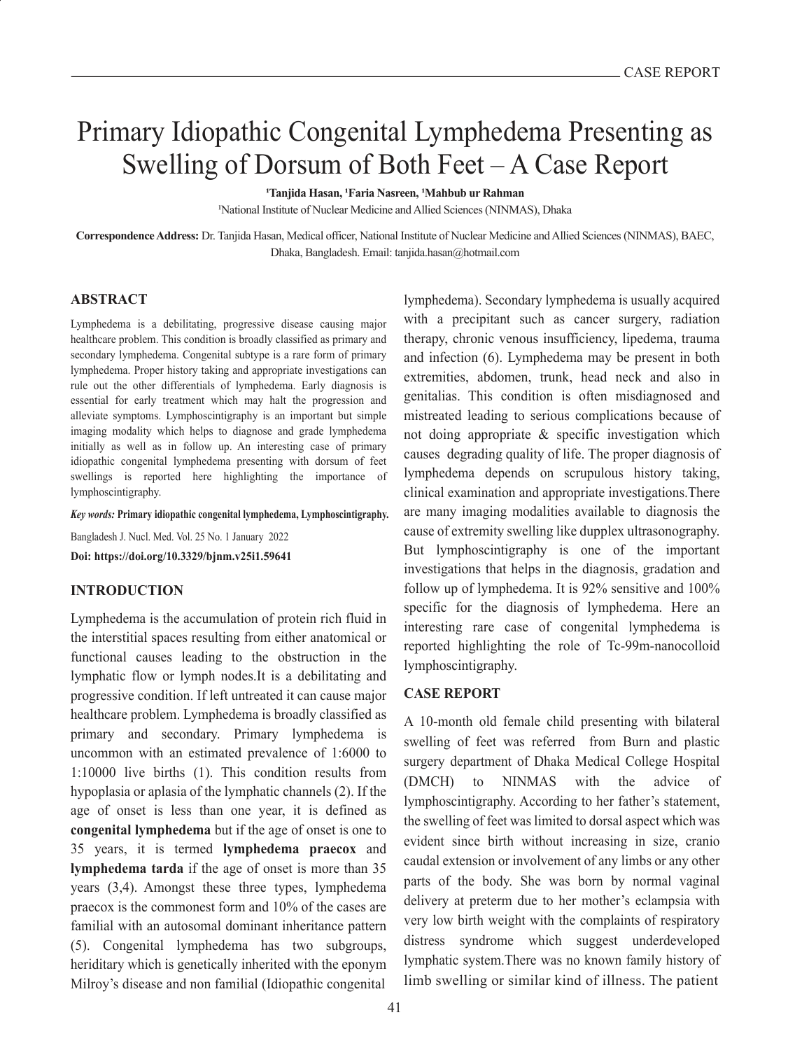# Primary Idiopathic Congenital Lymphedema Presenting as Swelling of Dorsum of Both Feet – A Case Report

**[1]Tanjida Hasan, [1]Faria Nasreen, [1]Mahbub ur Rahman**

[1]National Institute of Nuclear Medicine and Allied Sciences (NINMAS), Dhaka

**Correspondence Address:** Dr. Tanjida Hasan, Medical officer, National Institute of Nuclear Medicine and Allied Sciences (NINMAS), BAEC, Dhaka, Bangladesh. Email: tanjida.hasan@hotmail.com

## ABSTRACT

Lymphedema is a debilitating, progressive disease causing major healthcare problem. This condition is broadly classified as primary and secondary lymphedema. Congenital subtype is a rare form of primary lymphedema. Proper history taking and appropriate investigations can rule out the other differentials of lymphedema. Early diagnosis is essential for early treatment which may halt the progression and alleviate symptoms. Lymphoscintigraphy is an important but simple imaging modality which helps to diagnose and grade lymphedema initially as well as in follow up. An interesting case of primary idiopathic congenital lymphedema presenting with dorsum of feet swellings is reported here highlighting the importance of lymphoscintigraphy.

***Key words:*** **Primary idiopathic congenital lymphedema, Lymphoscintigraphy.**

Bangladesh J. Nucl. Med. Vol. 25 No. 1 January 2022

**Doi: https://doi.org/10.3329/bjnm.v25i1.59641**

## INTRODUCTION

Lymphedema is the accumulation of protein rich fluid in the interstitial spaces resulting from either anatomical or functional causes leading to the obstruction in the lymphatic flow or lymph nodes.It is a debilitating and progressive condition. If left untreated it can cause major healthcare problem. Lymphedema is broadly classified as primary and secondary. Primary lymphedema is uncommon with an estimated prevalence of 1:6000 to 1:10000 live births (1). This condition results from hypoplasia or aplasia of the lymphatic channels (2). If the age of onset is less than one year, it is defined as **congenital lymphedema** but if the age of onset is one to 35 years, it is termed **lymphedema praecox** and **lymphedema tarda** if the age of onset is more than 35 years (3,4). Amongst these three types, lymphedema praecox is the commonest form and 10% of the cases are familial with an autosomal dominant inheritance pattern (5). Congenital lymphedema has two subgroups, heriditary which is genetically inherited with the eponym Milroy's disease and non familial (Idiopathic congenital lymphedema). Secondary lymphedema is usually acquired with a precipitant such as cancer surgery, radiation therapy, chronic venous insufficiency, lipedema, trauma and infection (6). Lymphedema may be present in both extremities, abdomen, trunk, head neck and also in genitalias. This condition is often misdiagnosed and mistreated leading to serious complications because of not doing appropriate & specific investigation which causes degrading quality of life. The proper diagnosis of lymphedema depends on scrupulous history taking, clinical examination and appropriate investigations.There are many imaging modalities available to diagnosis the cause of extremity swelling like dupplex ultrasonography. But lymphoscintigraphy is one of the important investigations that helps in the diagnosis, gradation and follow up of lymphedema. It is 92% sensitive and 100% specific for the diagnosis of lymphedema. Here an interesting rare case of congenital lymphedema is reported highlighting the role of Tc-99m-nanocolloid lymphoscintigraphy.

## CASE REPORT

A 10-month old female child presenting with bilateral swelling of feet was referred from Burn and plastic surgery department of Dhaka Medical College Hospital (DMCH) to NINMAS with the advice of lymphoscintigraphy. According to her father's statement, the swelling of feet was limited to dorsal aspect which was evident since birth without increasing in size, cranio caudal extension or involvement of any limbs or any other parts of the body. She was born by normal vaginal delivery at preterm due to her mother's eclampsia with very low birth weight with the complaints of respiratory distress syndrome which suggest underdeveloped lymphatic system.There was no known family history of limb swelling or similar kind of illness. The patient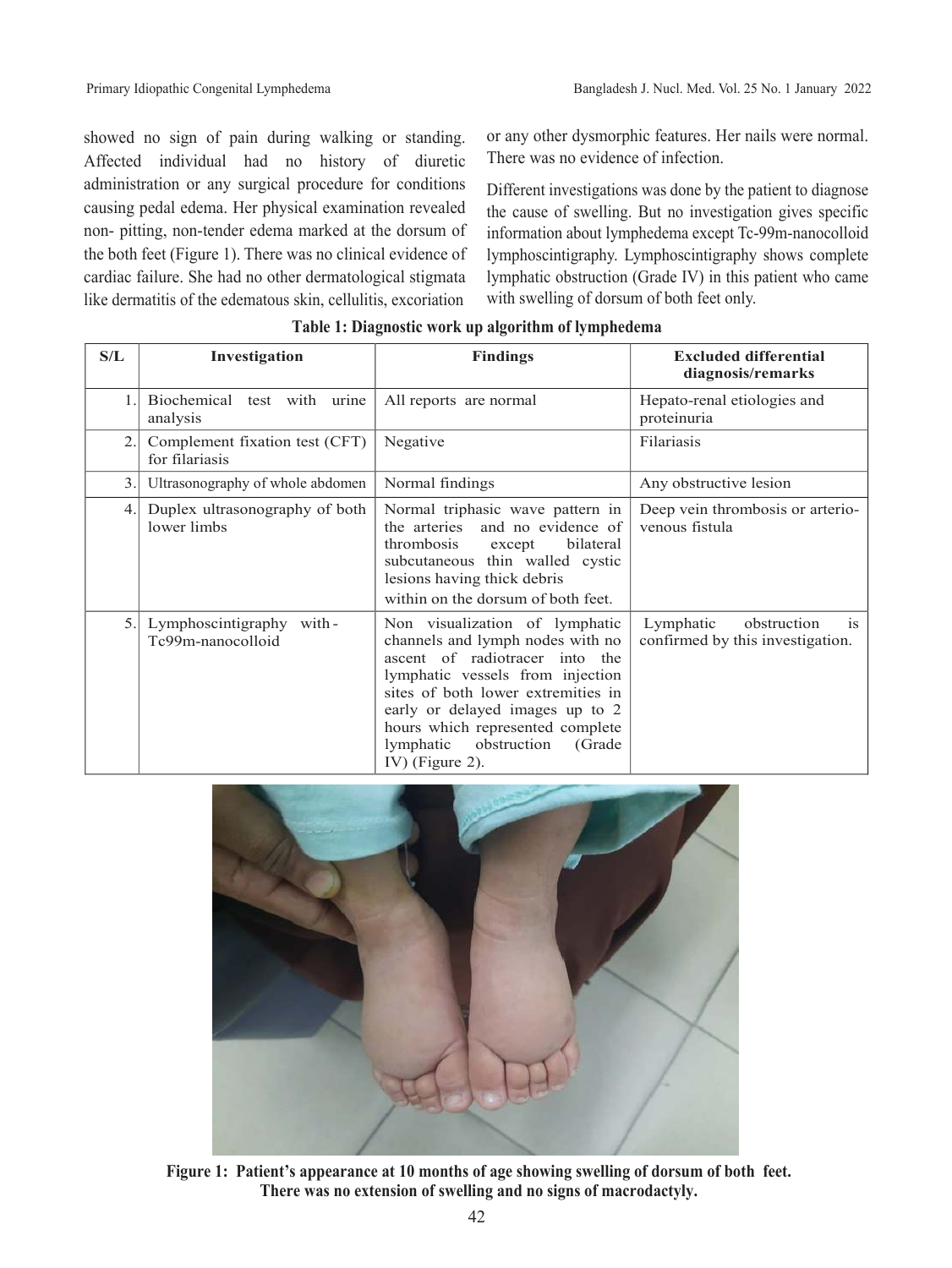showed no sign of pain during walking or standing. Affected individual had no history of diuretic administration or any surgical procedure for conditions causing pedal edema. Her physical examination revealed non- pitting, non-tender edema marked at the dorsum of the both feet (Figure 1). There was no clinical evidence of cardiac failure. She had no other dermatological stigmata like dermatitis of the edematous skin, cellulitis, excoriation or any other dysmorphic features. Her nails were normal. There was no evidence of infection.

Different investigations was done by the patient to diagnose the cause of swelling. But no investigation gives specific information about lymphedema except Tc-99m-nanocolloid lymphoscintigraphy. Lymphoscintigraphy shows complete lymphatic obstruction (Grade IV) in this patient who came with swelling of dorsum of both feet only.

**Table 1: Diagnostic work up algorithm of lymphedema**

| S/L | Investigation | Findings | Excluded differential diagnosis/remarks |
|---|---|---|---|
| 1. | Biochemical test with urine analysis | All reports are normal | Hepato-renal etiologies and proteinuria |
| 2. | Complement fixation test (CFT) for filariasis | Negative | Filariasis |
| 3. | Ultrasonography of whole abdomen | Normal findings | Any obstructive lesion |
| 4. | Duplex ultrasonography of both lower limbs | Normal triphasic wave pattern in the arteries and no evidence of thrombosis except bilateral subcutaneous thin walled cystic lesions having thick debris within on the dorsum of both feet. | Deep vein thrombosis or arterio-venous fistula |
| 5. | Lymphoscintigraphy with-Tc99m-nanocolloid | Non visualization of lymphatic channels and lymph nodes with no ascent of radiotracer into the lymphatic vessels from injection sites of both lower extremities in early or delayed images up to 2 hours which represented complete lymphatic obstruction (Grade IV) (Figure 2). | Lymphatic obstruction is confirmed by this investigation. |

**Figure 1: Patient's appearance at 10 months of age showing swelling of dorsum of both feet. There was no extension of swelling and no signs of macrodactyly.**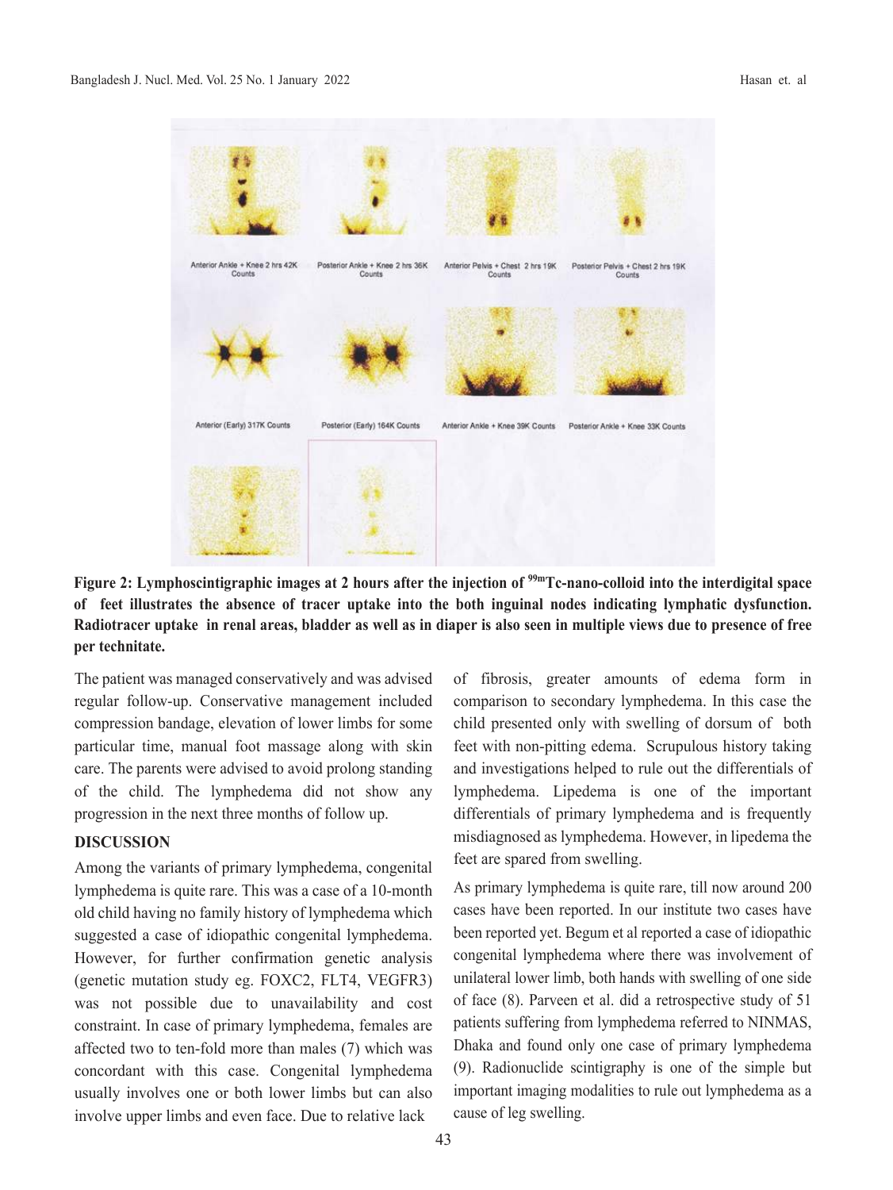Anterior Ankle + Knee 2 hrs 42K Counts

Posterior Ankle + Knee 2 hrs 36K Counts

Anterior Pelvis + Chest 2 hrs 19K Counts

Posterior Pelvis + Chest 2 hrs 19K Counts

Anterior (Early) 317K Counts

Posterior (Early) 164K Counts

Anterior Ankle + Knee 39K Counts

Posterior Ankle + Knee 33K Counts

**Figure 2: Lymphoscintigraphic images at 2 hours after the injection of $^{99m}$Tc-nano-colloid into the interdigital space of feet illustrates the absence of tracer uptake into the both inguinal nodes indicating lymphatic dysfunction. Radiotracer uptake in renal areas, bladder as well as in diaper is also seen in multiple views due to presence of free per technitate.**

The patient was managed conservatively and was advised regular follow-up. Conservative management included compression bandage, elevation of lower limbs for some particular time, manual foot massage along with skin care. The parents were advised to avoid prolong standing of the child. The lymphedema did not show any progression in the next three months of follow up.

## DISCUSSION

Among the variants of primary lymphedema, congenital lymphedema is quite rare. This was a case of a 10-month old child having no family history of lymphedema which suggested a case of idiopathic congenital lymphedema. However, for further confirmation genetic analysis (genetic mutation study eg. FOXC2, FLT4, VEGFR3) was not possible due to unavailability and cost constraint. In case of primary lymphedema, females are affected two to ten-fold more than males (7) which was concordant with this case. Congenital lymphedema usually involves one or both lower limbs but can also involve upper limbs and even face. Due to relative lack of fibrosis, greater amounts of edema form in comparison to secondary lymphedema. In this case the child presented only with swelling of dorsum of both feet with non-pitting edema. Scrupulous history taking and investigations helped to rule out the differentials of lymphedema. Lipedema is one of the important differentials of primary lymphedema and is frequently misdiagnosed as lymphedema. However, in lipedema the feet are spared from swelling.

As primary lymphedema is quite rare, till now around 200 cases have been reported. In our institute two cases have been reported yet. Begum et al reported a case of idiopathic congenital lymphedema where there was involvement of unilateral lower limb, both hands with swelling of one side of face (8). Parveen et al. did a retrospective study of 51 patients suffering from lymphedema referred to NINMAS, Dhaka and found only one case of primary lymphedema (9). Radionuclide scintigraphy is one of the simple but important imaging modalities to rule out lymphedema as a cause of leg swelling.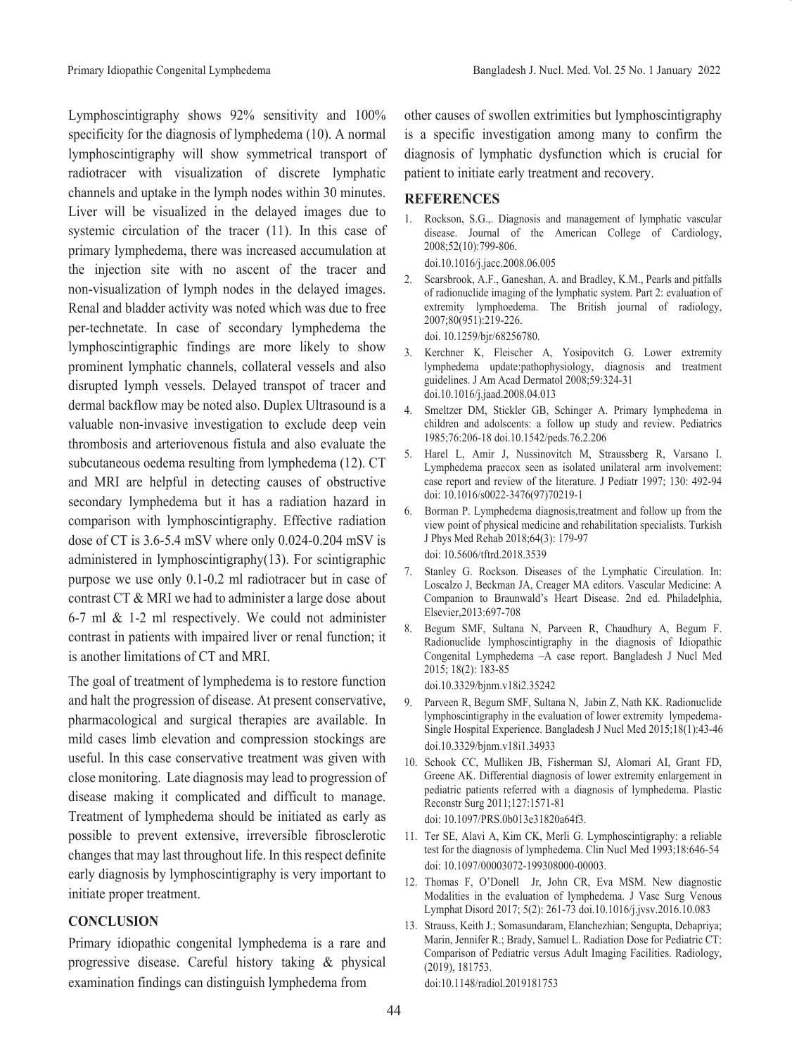Lymphoscintigraphy shows 92% sensitivity and 100% specificity for the diagnosis of lymphedema (10). A normal lymphoscintigraphy will show symmetrical transport of radiotracer with visualization of discrete lymphatic channels and uptake in the lymph nodes within 30 minutes. Liver will be visualized in the delayed images due to systemic circulation of the tracer (11). In this case of primary lymphedema, there was increased accumulation at the injection site with no ascent of the tracer and non-visualization of lymph nodes in the delayed images. Renal and bladder activity was noted which was due to free per-technetate. In case of secondary lymphedema the lymphoscintigraphic findings are more likely to show prominent lymphatic channels, collateral vessels and also disrupted lymph vessels. Delayed transpot of tracer and dermal backflow may be noted also. Duplex Ultrasound is a valuable non-invasive investigation to exclude deep vein thrombosis and arteriovenous fistula and also evaluate the subcutaneous oedema resulting from lymphedema (12). CT and MRI are helpful in detecting causes of obstructive secondary lymphedema but it has a radiation hazard in comparison with lymphoscintigraphy. Effective radiation dose of CT is 3.6-5.4 mSV where only 0.024-0.204 mSV is administered in lymphoscintigraphy(13). For scintigraphic purpose we use only 0.1-0.2 ml radiotracer but in case of contrast CT & MRI we had to administer a large dose about 6-7 ml & 1-2 ml respectively. We could not administer contrast in patients with impaired liver or renal function; it is another limitations of CT and MRI.

The goal of treatment of lymphedema is to restore function and halt the progression of disease. At present conservative, pharmacological and surgical therapies are available. In mild cases limb elevation and compression stockings are useful. In this case conservative treatment was given with close monitoring. Late diagnosis may lead to progression of disease making it complicated and difficult to manage. Treatment of lymphedema should be initiated as early as possible to prevent extensive, irreversible fibrosclerotic changes that may last throughout life. In this respect definite early diagnosis by lymphoscintigraphy is very important to initiate proper treatment.

## CONCLUSION

Primary idiopathic congenital lymphedema is a rare and progressive disease. Careful history taking & physical examination findings can distinguish lymphedema from other causes of swollen extrimities but lymphoscintigraphy is a specific investigation among many to confirm the diagnosis of lymphatic dysfunction which is crucial for patient to initiate early treatment and recovery.

## REFERENCES

1. Rockson, S.G.,. Diagnosis and management of lymphatic vascular disease. Journal of the American College of Cardiology, 2008;52(10):799-806. doi.10.1016/j.jacc.2008.06.005
2. Scarsbrook, A.F., Ganeshan, A. and Bradley, K.M., Pearls and pitfalls of radionuclide imaging of the lymphatic system. Part 2: evaluation of extremity lymphoedema. The British journal of radiology, 2007;80(951):219-226. doi. 10.1259/bjr/68256780.
3. Kerchner K, Fleischer A, Yosipovitch G. Lower extremity lymphedema update:pathophysiology, diagnosis and treatment guidelines. J Am Acad Dermatol 2008;59:324-31 doi.10.1016/j.jaad.2008.04.013
4. Smeltzer DM, Stickler GB, Schinger A. Primary lymphedema in children and adolscents: a follow up study and review. Pediatrics 1985;76:206-18 doi.10.1542/peds.76.2.206
5. Harel L, Amir J, Nussinovitch M, Straussberg R, Varsano I. Lymphedema praecox seen as isolated unilateral arm involvement: case report and review of the literature. J Pediatr 1997; 130: 492-94 doi: 10.1016/s0022-3476(97)70219-1
6. Borman P. Lymphedema diagnosis,treatment and follow up from the view point of physical medicine and rehabilitation specialists. Turkish J Phys Med Rehab 2018;64(3): 179-97 doi: 10.5606/tftrd.2018.3539
7. Stanley G. Rockson. Diseases of the Lymphatic Circulation. In: Loscalzo J, Beckman JA, Creager MA editors. Vascular Medicine: A Companion to Braunwald's Heart Disease. 2nd ed. Philadelphia, Elsevier,2013:697-708
8. Begum SMF, Sultana N, Parveen R, Chaudhury A, Begum F. Radionuclide lymphoscintigraphy in the diagnosis of Idiopathic Congenital Lymphedema –A case report. Bangladesh J Nucl Med 2015; 18(2): 183-85 doi.10.3329/bjnm.v18i2.35242
9. Parveen R, Begum SMF, Sultana N, Jabin Z, Nath KK. Radionuclide lymphoscintigraphy in the evaluation of lower extremity lympedema-Single Hospital Experience. Bangladesh J Nucl Med 2015;18(1):43-46 doi.10.3329/bjnm.v18i1.34933
10. Schook CC, Mulliken JB, Fisherman SJ, Alomari AI, Grant FD, Greene AK. Differential diagnosis of lower extremity enlargement in pediatric patients referred with a diagnosis of lymphedema. Plastic Reconstr Surg 2011;127:1571-81 doi: 10.1097/PRS.0b013e31820a64f3.
11. Ter SE, Alavi A, Kim CK, Merli G. Lymphoscintigraphy: a reliable test for the diagnosis of lymphedema. Clin Nucl Med 1993;18:646-54 doi: 10.1097/00003072-199308000-00003.
12. Thomas F, O'Donell Jr, John CR, Eva MSM. New diagnostic Modalities in the evaluation of lymphedema. J Vasc Surg Venous Lymphat Disord 2017; 5(2): 261-73 doi.10.1016/j.jvsv.2016.10.083
13. Strauss, Keith J.; Somasundaram, Elanchezhian; Sengupta, Debapriya; Marin, Jennifer R.; Brady, Samuel L. Radiation Dose for Pediatric CT: Comparison of Pediatric versus Adult Imaging Facilities. Radiology, (2019), 181753. doi:10.1148/radiol.2019181753